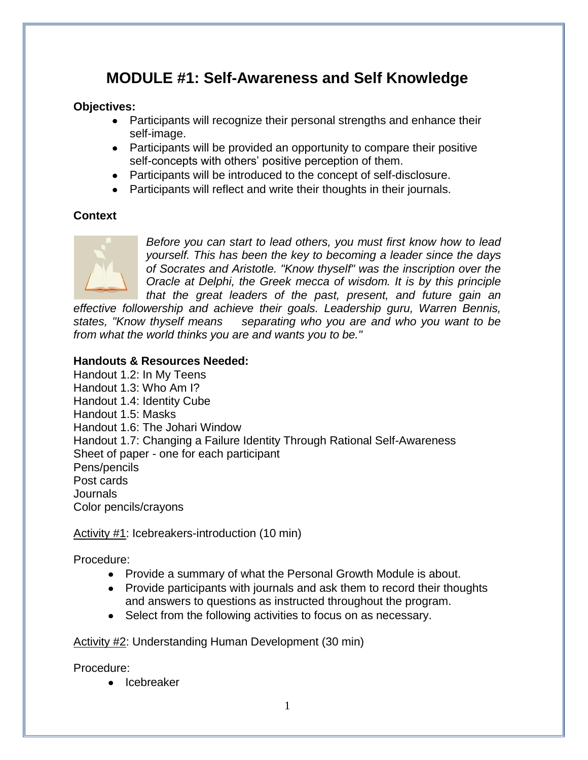# MODULE #1: Self-Awareness and Self Knowledge

**Objectives:**

- Participants will recognize their personal strengths and enhance their self-image.
- Participants will be provided an opportunity to compare their positive self-concepts with others' positive perception of them.
- Participants will be introduced to the concept of self-disclosure.
- Participants will reflect and write their thoughts in their journals.

**Context**

*Before you can start to lead others, you must first know how to lead yourself. This has been the key to becoming a leader since the days of Socrates and Aristotle. "Know thyself" was the inscription over the Oracle at Delphi, the Greek mecca of wisdom. It is by this principle that the great leaders of the past, present, and future gain an effective followership and achieve their goals. Leadership guru, Warren Bennis, states, "Know thyself means separating who you are and who you want to be from what the world thinks you are and wants you to be."*

**Handouts & Resources Needed:**

Handout 1.2: In My Teens
Handout 1.3: Who Am I?
Handout 1.4: Identity Cube
Handout 1.5: Masks
Handout 1.6: The Johari Window
Handout 1.7: Changing a Failure Identity Through Rational Self-Awareness
Sheet of paper - one for each participant
Pens/pencils
Post cards
Journals
Color pencils/crayons

Activity #1: Icebreakers-introduction (10 min)

Procedure:

- Provide a summary of what the Personal Growth Module is about.
- Provide participants with journals and ask them to record their thoughts and answers to questions as instructed throughout the program.
- Select from the following activities to focus on as necessary.

Activity #2: Understanding Human Development (30 min)

Procedure:

- Icebreaker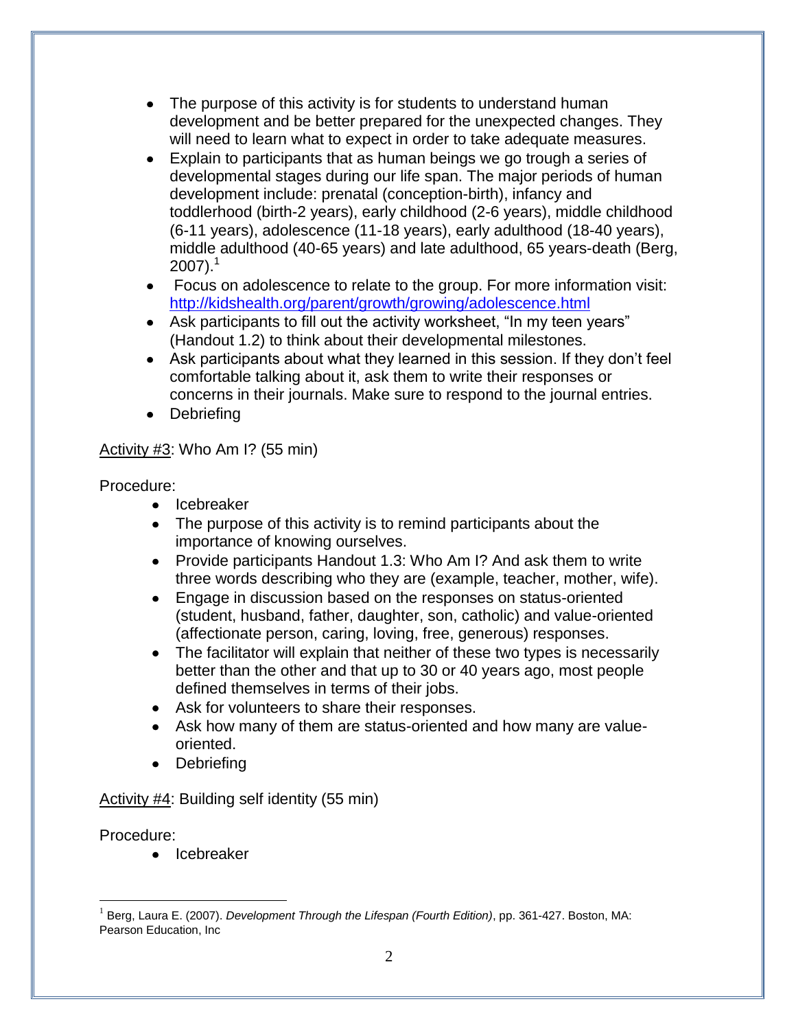- The purpose of this activity is for students to understand human development and be better prepared for the unexpected changes. They will need to learn what to expect in order to take adequate measures.
- Explain to participants that as human beings we go trough a series of developmental stages during our life span. The major periods of human development include: prenatal (conception-birth), infancy and toddlerhood (birth-2 years), early childhood (2-6 years), middle childhood (6-11 years), adolescence (11-18 years), early adulthood (18-40 years), middle adulthood (40-65 years) and late adulthood, 65 years-death (Berg, 2007).[1]
- Focus on adolescence to relate to the group. For more information visit: http://kidshealth.org/parent/growth/growing/adolescence.html
- Ask participants to fill out the activity worksheet, "In my teen years" (Handout 1.2) to think about their developmental milestones.
- Ask participants about what they learned in this session. If they don't feel comfortable talking about it, ask them to write their responses or concerns in their journals. Make sure to respond to the journal entries.
- Debriefing

<u>Activity #3</u>: Who Am I? (55 min)

Procedure:

- Icebreaker
- The purpose of this activity is to remind participants about the importance of knowing ourselves.
- Provide participants Handout 1.3: Who Am I? And ask them to write three words describing who they are (example, teacher, mother, wife).
- Engage in discussion based on the responses on status-oriented (student, husband, father, daughter, son, catholic) and value-oriented (affectionate person, caring, loving, free, generous) responses.
- The facilitator will explain that neither of these two types is necessarily better than the other and that up to 30 or 40 years ago, most people defined themselves in terms of their jobs.
- Ask for volunteers to share their responses.
- Ask how many of them are status-oriented and how many are value-oriented.
- Debriefing

<u>Activity #4</u>: Building self identity (55 min)

Procedure:

- Icebreaker

---

[1] Berg, Laura E. (2007). *Development Through the Lifespan (Fourth Edition)*, pp. 361-427. Boston, MA: Pearson Education, Inc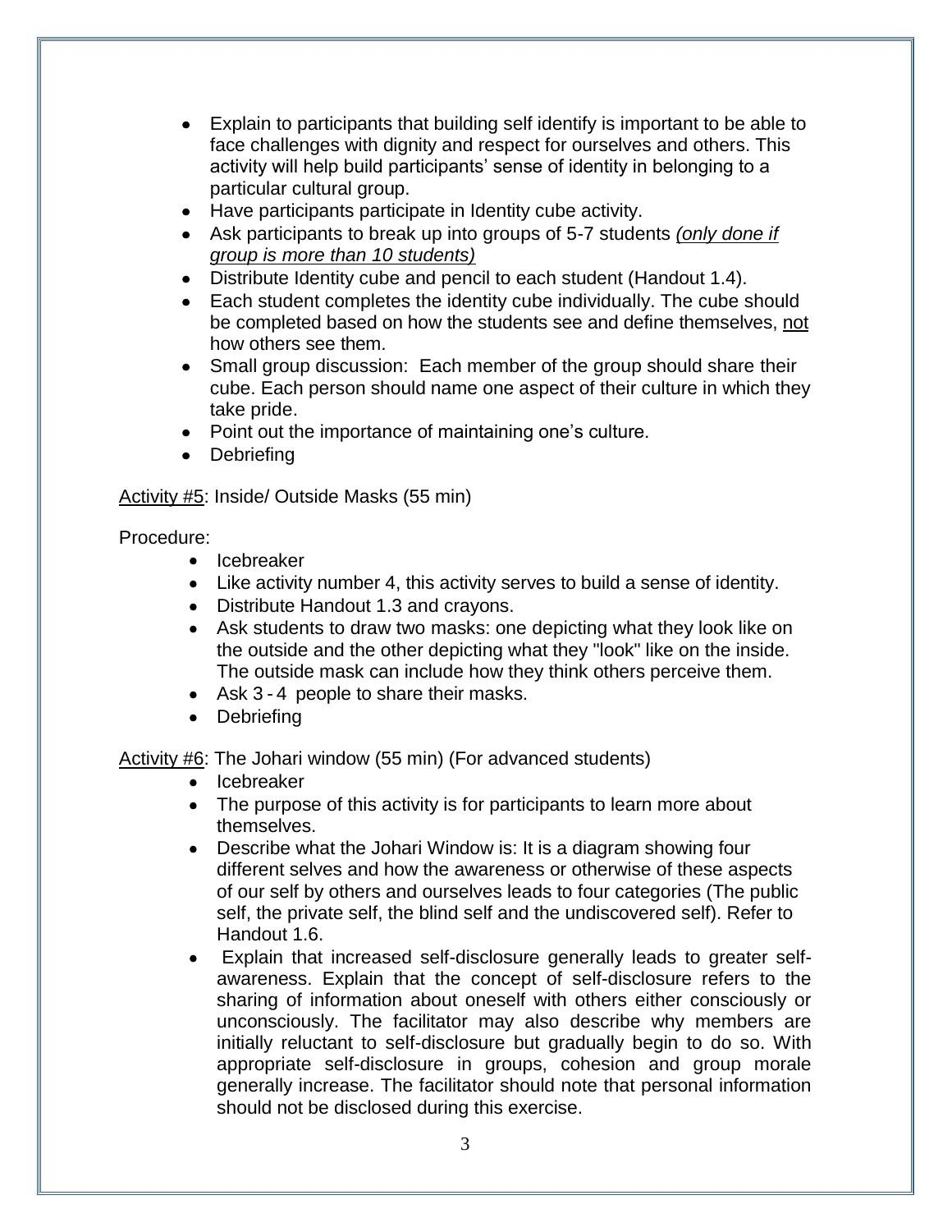- Explain to participants that building self identify is important to be able to face challenges with dignity and respect for ourselves and others. This activity will help build participants' sense of identity in belonging to a particular cultural group.
- Have participants participate in Identity cube activity.
- Ask participants to break up into groups of 5-7 students *(only done if group is more than 10 students)*
- Distribute Identity cube and pencil to each student (Handout 1.4).
- Each student completes the identity cube individually. The cube should be completed based on how the students see and define themselves, not how others see them.
- Small group discussion: Each member of the group should share their cube. Each person should name one aspect of their culture in which they take pride.
- Point out the importance of maintaining one's culture.
- Debriefing

Activity #5: Inside/ Outside Masks (55 min)

Procedure:

- Icebreaker
- Like activity number 4, this activity serves to build a sense of identity.
- Distribute Handout 1.3 and crayons.
- Ask students to draw two masks: one depicting what they look like on the outside and the other depicting what they "look" like on the inside. The outside mask can include how they think others perceive them.
- Ask 3 - 4 people to share their masks.
- Debriefing

Activity #6: The Johari window (55 min) (For advanced students)

- Icebreaker
- The purpose of this activity is for participants to learn more about themselves.
- Describe what the Johari Window is: It is a diagram showing four different selves and how the awareness or otherwise of these aspects of our self by others and ourselves leads to four categories (The public self, the private self, the blind self and the undiscovered self). Refer to Handout 1.6.
- Explain that increased self-disclosure generally leads to greater self-awareness. Explain that the concept of self-disclosure refers to the sharing of information about oneself with others either consciously or unconsciously. The facilitator may also describe why members are initially reluctant to self-disclosure but gradually begin to do so. With appropriate self-disclosure in groups, cohesion and group morale generally increase. The facilitator should note that personal information should not be disclosed during this exercise.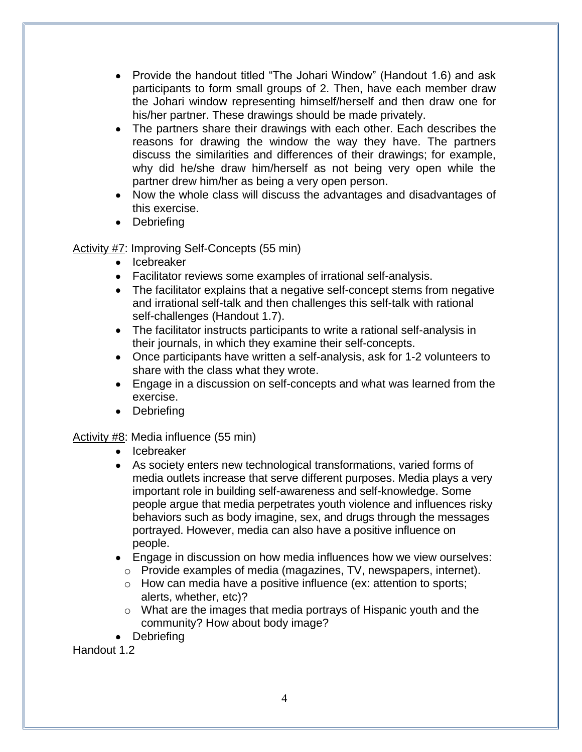- Provide the handout titled "The Johari Window" (Handout 1.6) and ask participants to form small groups of 2. Then, have each member draw the Johari window representing himself/herself and then draw one for his/her partner. These drawings should be made privately.
- The partners share their drawings with each other. Each describes the reasons for drawing the window the way they have. The partners discuss the similarities and differences of their drawings; for example, why did he/she draw him/herself as not being very open while the partner drew him/her as being a very open person.
- Now the whole class will discuss the advantages and disadvantages of this exercise.
- Debriefing

Activity #7: Improving Self-Concepts (55 min)

- Icebreaker
- Facilitator reviews some examples of irrational self-analysis.
- The facilitator explains that a negative self-concept stems from negative and irrational self-talk and then challenges this self-talk with rational self-challenges (Handout 1.7).
- The facilitator instructs participants to write a rational self-analysis in their journals, in which they examine their self-concepts.
- Once participants have written a self-analysis, ask for 1-2 volunteers to share with the class what they wrote.
- Engage in a discussion on self-concepts and what was learned from the exercise.
- Debriefing

Activity #8: Media influence (55 min)

- Icebreaker
- As society enters new technological transformations, varied forms of media outlets increase that serve different purposes. Media plays a very important role in building self-awareness and self-knowledge. Some people argue that media perpetrates youth violence and influences risky behaviors such as body imagine, sex, and drugs through the messages portrayed. However, media can also have a positive influence on people.
- Engage in discussion on how media influences how we view ourselves:
  - Provide examples of media (magazines, TV, newspapers, internet).
  - How can media have a positive influence (ex: attention to sports; alerts, whether, etc)?
  - What are the images that media portrays of Hispanic youth and the community? How about body image?
- Debriefing

Handout 1.2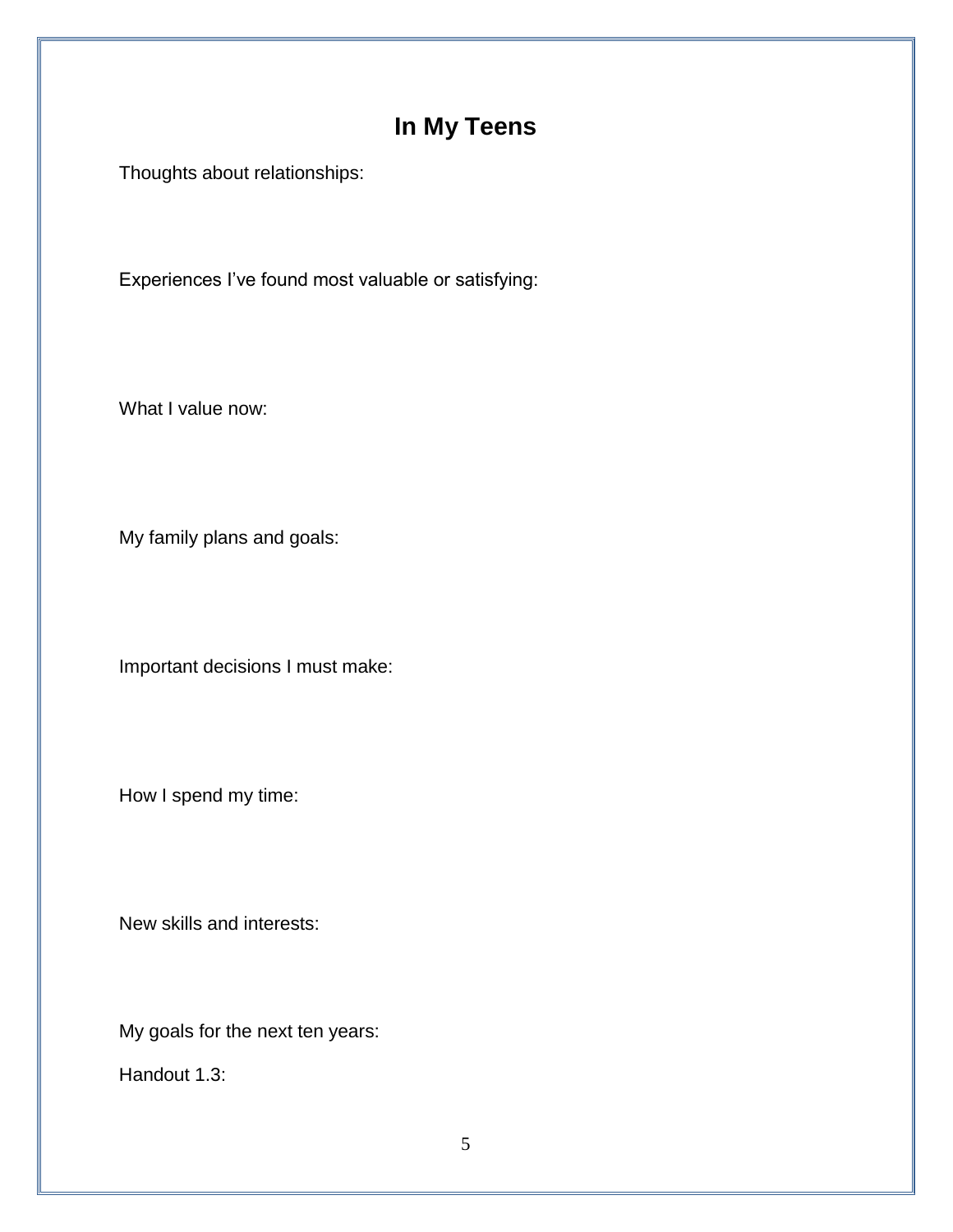# In My Teens

Thoughts about relationships:

Experiences I've found most valuable or satisfying:

What I value now:

My family plans and goals:

Important decisions I must make:

How I spend my time:

New skills and interests:

My goals for the next ten years:

Handout 1.3: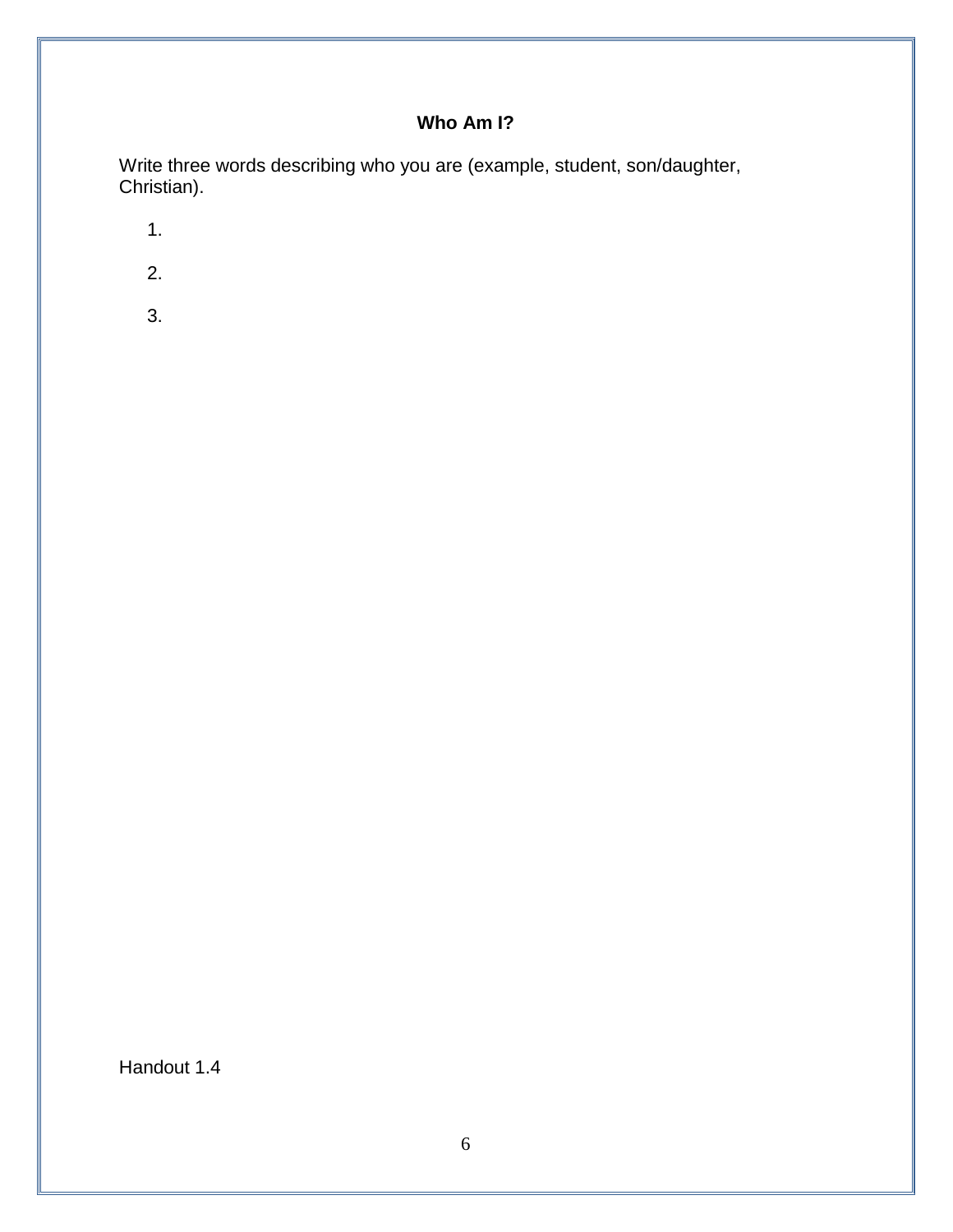**Who Am I?**

Write three words describing who you are (example, student, son/daughter, Christian).

1.

2.

3.

Handout 1.4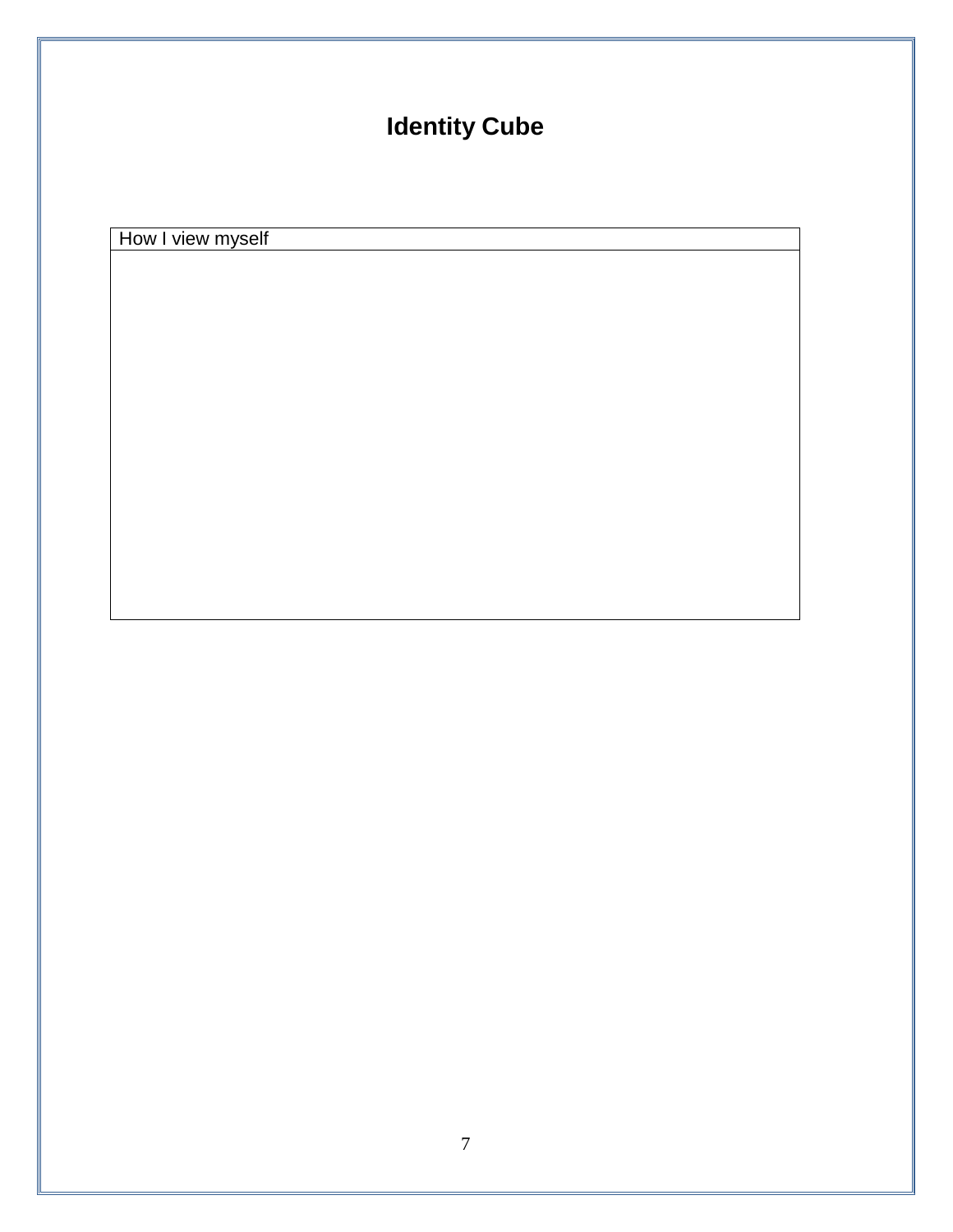# Identity Cube

| How I view myself |
| --- |
| |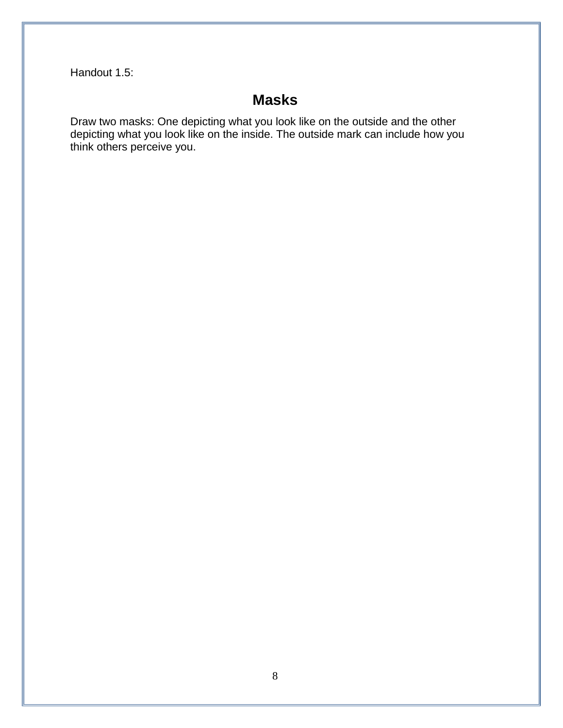Handout 1.5:

# Masks

Draw two masks: One depicting what you look like on the outside and the other depicting what you look like on the inside. The outside mark can include how you think others perceive you.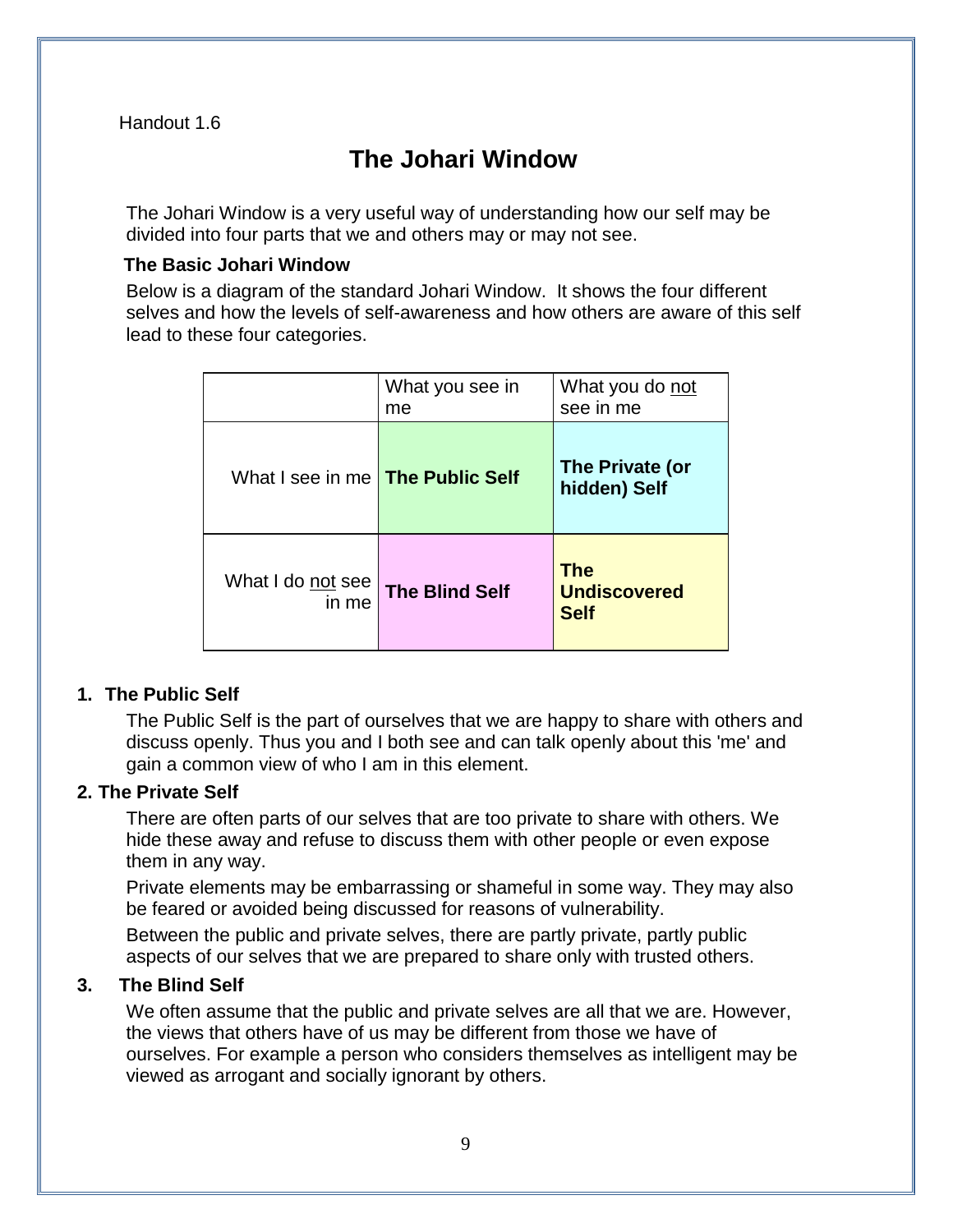Handout 1.6

# The Johari Window

The Johari Window is a very useful way of understanding how our self may be divided into four parts that we and others may or may not see.

### The Basic Johari Window

Below is a diagram of the standard Johari Window. It shows the four different selves and how the levels of self-awareness and how others are aware of this self lead to these four categories.

| | What you see in me | What you do not see in me |
|---|---|---|
| What I see in me | **The Public Self** | **The Private (or hidden) Self** |
| What I do not see in me | **The Blind Self** | **The Undiscovered Self** |

### 1. The Public Self

The Public Self is the part of ourselves that we are happy to share with others and discuss openly. Thus you and I both see and can talk openly about this 'me' and gain a common view of who I am in this element.

### 2. The Private Self

There are often parts of our selves that are too private to share with others. We hide these away and refuse to discuss them with other people or even expose them in any way.

Private elements may be embarrassing or shameful in some way. They may also be feared or avoided being discussed for reasons of vulnerability.

Between the public and private selves, there are partly private, partly public aspects of our selves that we are prepared to share only with trusted others.

### 3. The Blind Self

We often assume that the public and private selves are all that we are. However, the views that others have of us may be different from those we have of ourselves. For example a person who considers themselves as intelligent may be viewed as arrogant and socially ignorant by others.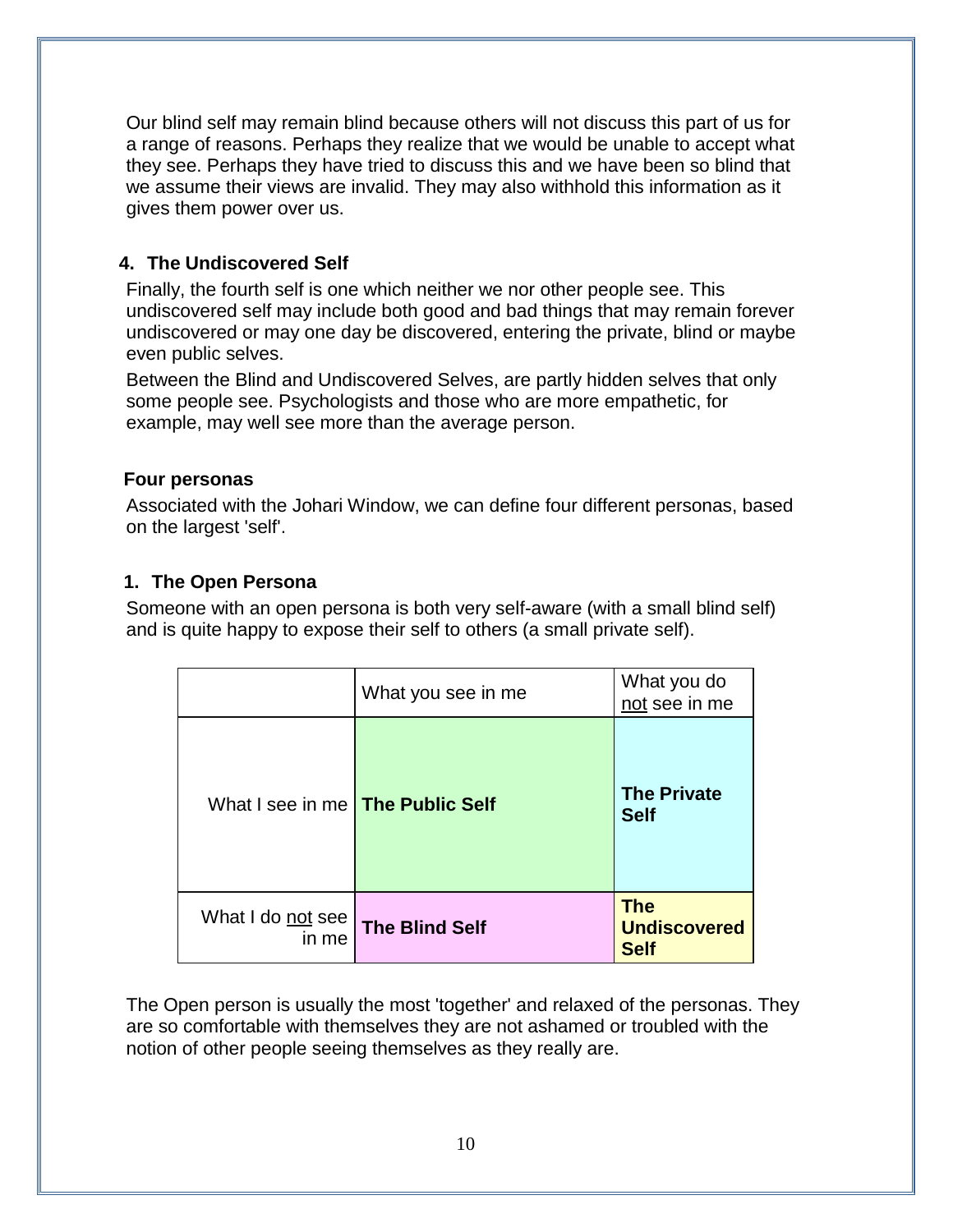Our blind self may remain blind because others will not discuss this part of us for a range of reasons. Perhaps they realize that we would be unable to accept what they see. Perhaps they have tried to discuss this and we have been so blind that we assume their views are invalid. They may also withhold this information as it gives them power over us.

### 4. The Undiscovered Self

Finally, the fourth self is one which neither we nor other people see. This undiscovered self may include both good and bad things that may remain forever undiscovered or may one day be discovered, entering the private, blind or maybe even public selves.

Between the Blind and Undiscovered Selves, are partly hidden selves that only some people see. Psychologists and those who are more empathetic, for example, may well see more than the average person.

## Four personas

Associated with the Johari Window, we can define four different personas, based on the largest 'self'.

### 1. The Open Persona

Someone with an open persona is both very self-aware (with a small blind self) and is quite happy to expose their self to others (a small private self).

| | What you see in me | What you do not see in me |
|---|---|---|
| What I see in me | **The Public Self** | **The Private Self** |
| What I do not see in me | **The Blind Self** | **The Undiscovered Self** |

The Open person is usually the most 'together' and relaxed of the personas. They are so comfortable with themselves they are not ashamed or troubled with the notion of other people seeing themselves as they really are.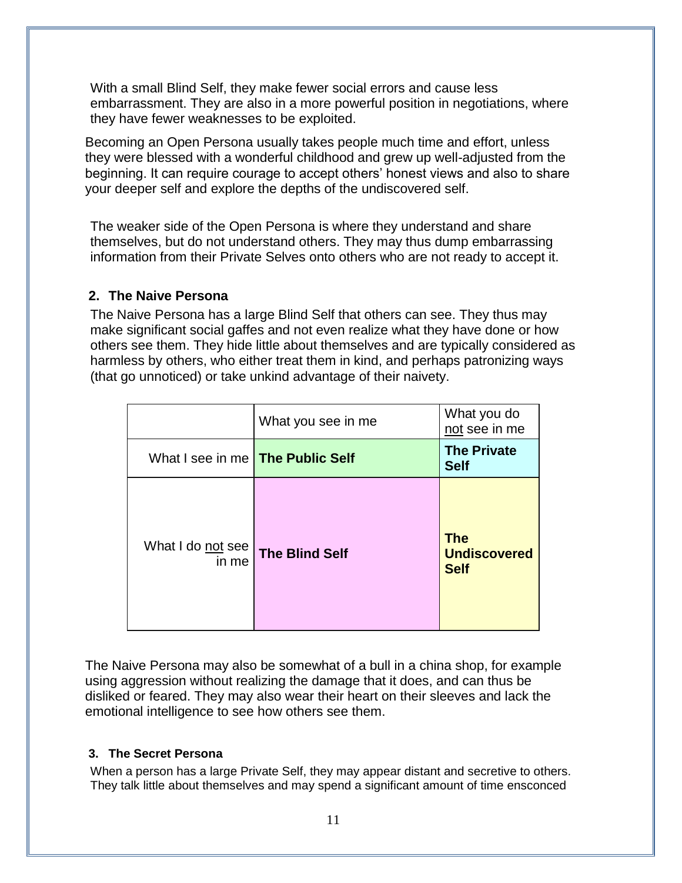With a small Blind Self, they make fewer social errors and cause less embarrassment. They are also in a more powerful position in negotiations, where they have fewer weaknesses to be exploited.

Becoming an Open Persona usually takes people much time and effort, unless they were blessed with a wonderful childhood and grew up well-adjusted from the beginning. It can require courage to accept others' honest views and also to share your deeper self and explore the depths of the undiscovered self.

The weaker side of the Open Persona is where they understand and share themselves, but do not understand others. They may thus dump embarrassing information from their Private Selves onto others who are not ready to accept it.

### 2. The Naive Persona

The Naive Persona has a large Blind Self that others can see. They thus may make significant social gaffes and not even realize what they have done or how others see them. They hide little about themselves and are typically considered as harmless by others, who either treat them in kind, and perhaps patronizing ways (that go unnoticed) or take unkind advantage of their naivety.

| | What you see in me | What you do not see in me |
|---|---|---|
| What I see in me | **The Public Self** | **The Private Self** |
| What I do not see in me | **The Blind Self** | **The Undiscovered Self** |

The Naive Persona may also be somewhat of a bull in a china shop, for example using aggression without realizing the damage that it does, and can thus be disliked or feared. They may also wear their heart on their sleeves and lack the emotional intelligence to see how others see them.

### 3. The Secret Persona

When a person has a large Private Self, they may appear distant and secretive to others. They talk little about themselves and may spend a significant amount of time ensconced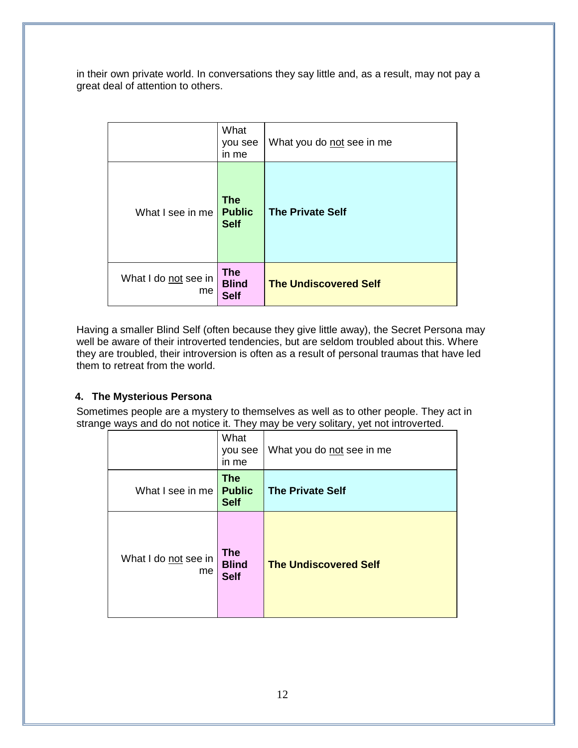in their own private world. In conversations they say little and, as a result, may not pay a great deal of attention to others.

| | What you see in me | What you do not see in me |
|---|---|---|
| What I see in me | **The Public Self** | **The Private Self** |
| What I do not see in me | **The Blind Self** | **The Undiscovered Self** |

Having a smaller Blind Self (often because they give little away), the Secret Persona may well be aware of their introverted tendencies, but are seldom troubled about this. Where they are troubled, their introversion is often as a result of personal traumas that have led them to retreat from the world.

**4. The Mysterious Persona**

Sometimes people are a mystery to themselves as well as to other people. They act in strange ways and do not notice it. They may be very solitary, yet not introverted.

| | What you see in me | What you do not see in me |
|---|---|---|
| What I see in me | **The Public Self** | **The Private Self** |
| What I do not see in me | **The Blind Self** | **The Undiscovered Self** |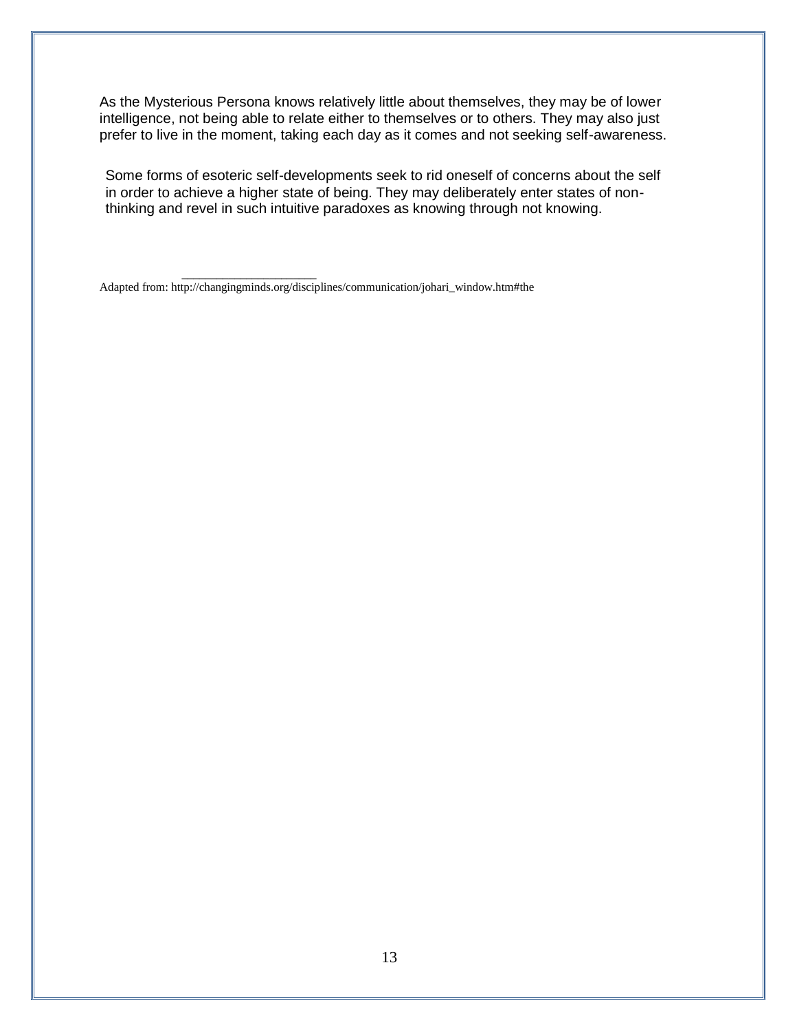As the Mysterious Persona knows relatively little about themselves, they may be of lower intelligence, not being able to relate either to themselves or to others. They may also just prefer to live in the moment, taking each day as it comes and not seeking self-awareness.

Some forms of esoteric self-developments seek to rid oneself of concerns about the self in order to achieve a higher state of being. They may deliberately enter states of non-thinking and revel in such intuitive paradoxes as knowing through not knowing.

---

Adapted from: http://changingminds.org/disciplines/communication/johari_window.htm#the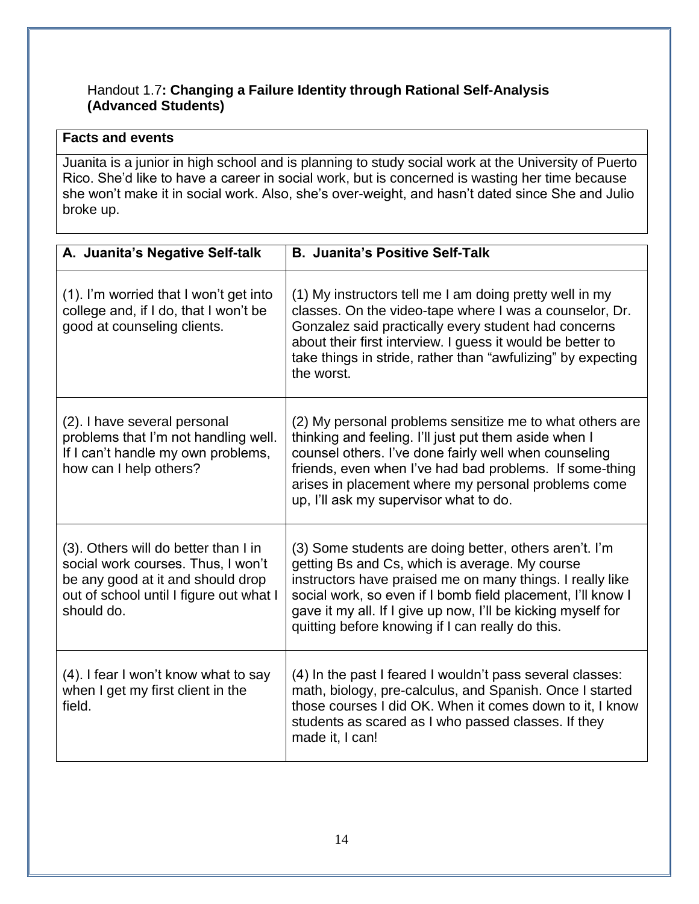Handout 1.7**: Changing a Failure Identity through Rational Self-Analysis (Advanced Students)**

| **Facts and events** |
|---|
| Juanita is a junior in high school and is planning to study social work at the University of Puerto Rico. She'd like to have a career in social work, but is concerned is wasting her time because she won't make it in social work. Also, she's over-weight, and hasn't dated since She and Julio broke up. |

| **A. Juanita's Negative Self-talk** | **B. Juanita's Positive Self-Talk** |
|---|---|
| (1). I'm worried that I won't get into college and, if I do, that I won't be good at counseling clients. | (1) My instructors tell me I am doing pretty well in my classes. On the video-tape where I was a counselor, Dr. Gonzalez said practically every student had concerns about their first interview. I guess it would be better to take things in stride, rather than "awfulizing" by expecting the worst. |
| (2). I have several personal problems that I'm not handling well. If I can't handle my own problems, how can I help others? | (2) My personal problems sensitize me to what others are thinking and feeling. I'll just put them aside when I counsel others. I've done fairly well when counseling friends, even when I've had bad problems. If some-thing arises in placement where my personal problems come up, I'll ask my supervisor what to do. |
| (3). Others will do better than I in social work courses. Thus, I won't be any good at it and should drop out of school until I figure out what I should do. | (3) Some students are doing better, others aren't. I'm getting Bs and Cs, which is average. My course instructors have praised me on many things. I really like social work, so even if I bomb field placement, I'll know I gave it my all. If I give up now, I'll be kicking myself for quitting before knowing if I can really do this. |
| (4). I fear I won't know what to say when I get my first client in the field. | (4) In the past I feared I wouldn't pass several classes: math, biology, pre-calculus, and Spanish. Once I started those courses I did OK. When it comes down to it, I know students as scared as I who passed classes. If they made it, I can! |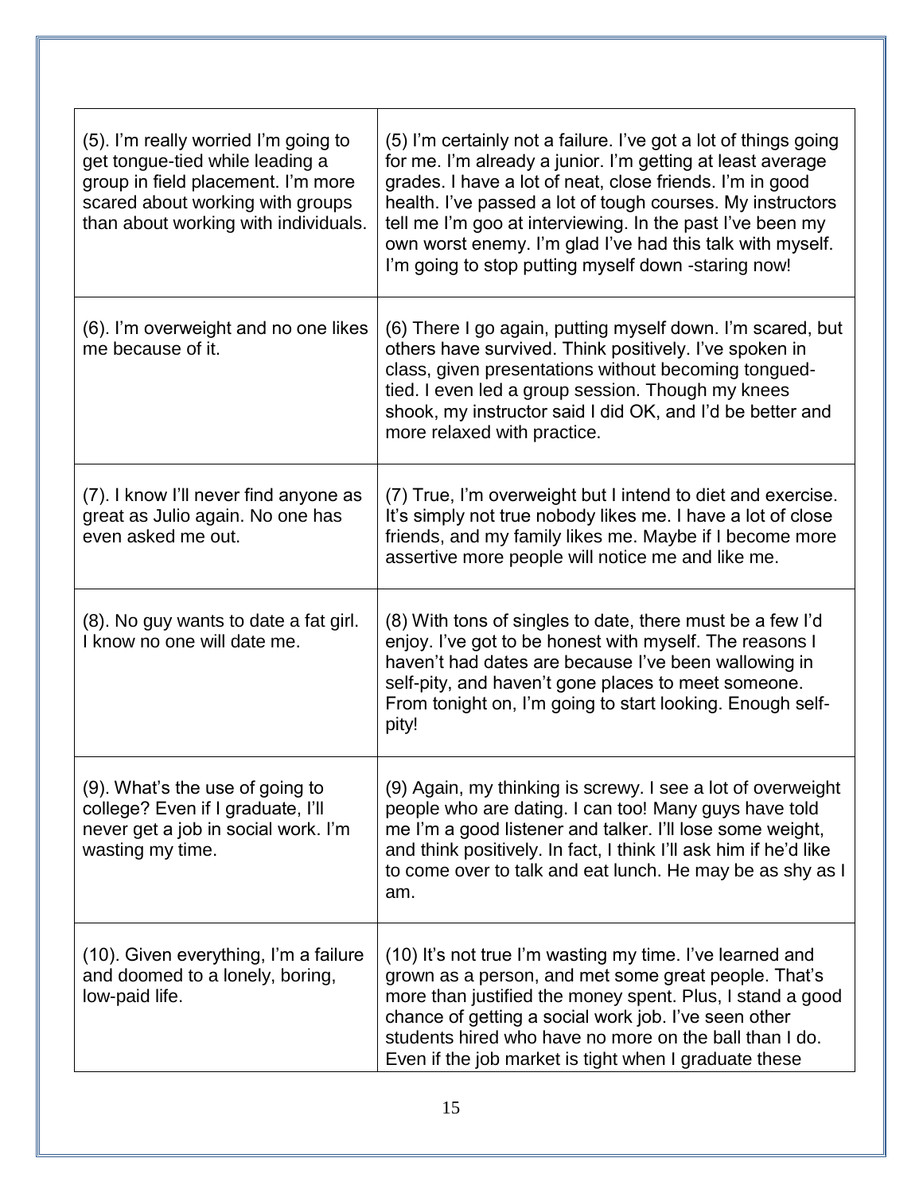| | |
|---|---|
| (5). I'm really worried I'm going to get tongue-tied while leading a group in field placement. I'm more scared about working with groups than about working with individuals. | (5) I'm certainly not a failure. I've got a lot of things going for me. I'm already a junior. I'm getting at least average grades. I have a lot of neat, close friends. I'm in good health. I've passed a lot of tough courses. My instructors tell me I'm goo at interviewing. In the past I've been my own worst enemy. I'm glad I've had this talk with myself. I'm going to stop putting myself down -staring now! |
| (6). I'm overweight and no one likes me because of it. | (6) There I go again, putting myself down. I'm scared, but others have survived. Think positively. I've spoken in class, given presentations without becoming tongued-tied. I even led a group session. Though my knees shook, my instructor said I did OK, and I'd be better and more relaxed with practice. |
| (7). I know I'll never find anyone as great as Julio again. No one has even asked me out. | (7) True, I'm overweight but I intend to diet and exercise. It's simply not true nobody likes me. I have a lot of close friends, and my family likes me. Maybe if I become more assertive more people will notice me and like me. |
| (8). No guy wants to date a fat girl. I know no one will date me. | (8) With tons of singles to date, there must be a few I'd enjoy. I've got to be honest with myself. The reasons I haven't had dates are because I've been wallowing in self-pity, and haven't gone places to meet someone. From tonight on, I'm going to start looking. Enough self-pity! |
| (9). What's the use of going to college? Even if I graduate, I'll never get a job in social work. I'm wasting my time. | (9) Again, my thinking is screwy. I see a lot of overweight people who are dating. I can too! Many guys have told me I'm a good listener and talker. I'll lose some weight, and think positively. In fact, I think I'll ask him if he'd like to come over to talk and eat lunch. He may be as shy as I am. |
| (10). Given everything, I'm a failure and doomed to a lonely, boring, low-paid life. | (10) It's not true I'm wasting my time. I've learned and grown as a person, and met some great people. That's more than justified the money spent. Plus, I stand a good chance of getting a social work job. I've seen other students hired who have no more on the ball than I do. Even if the job market is tight when I graduate these |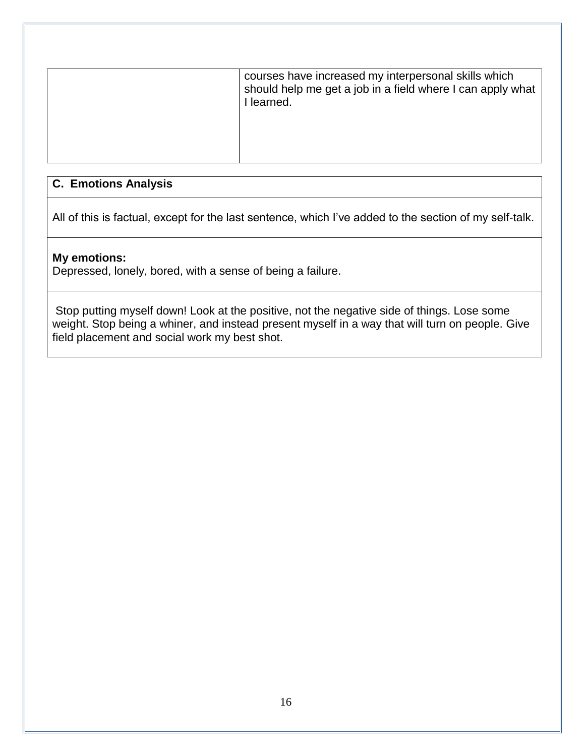| | |
|---|---|
| | courses have increased my interpersonal skills which should help me get a job in a field where I can apply what I learned. |

| **C. Emotions Analysis** |
|---|
| All of this is factual, except for the last sentence, which I've added to the section of my self-talk. |
| **My emotions:** Depressed, lonely, bored, with a sense of being a failure. |
| Stop putting myself down! Look at the positive, not the negative side of things. Lose some weight. Stop being a whiner, and instead present myself in a way that will turn on people. Give field placement and social work my best shot. |